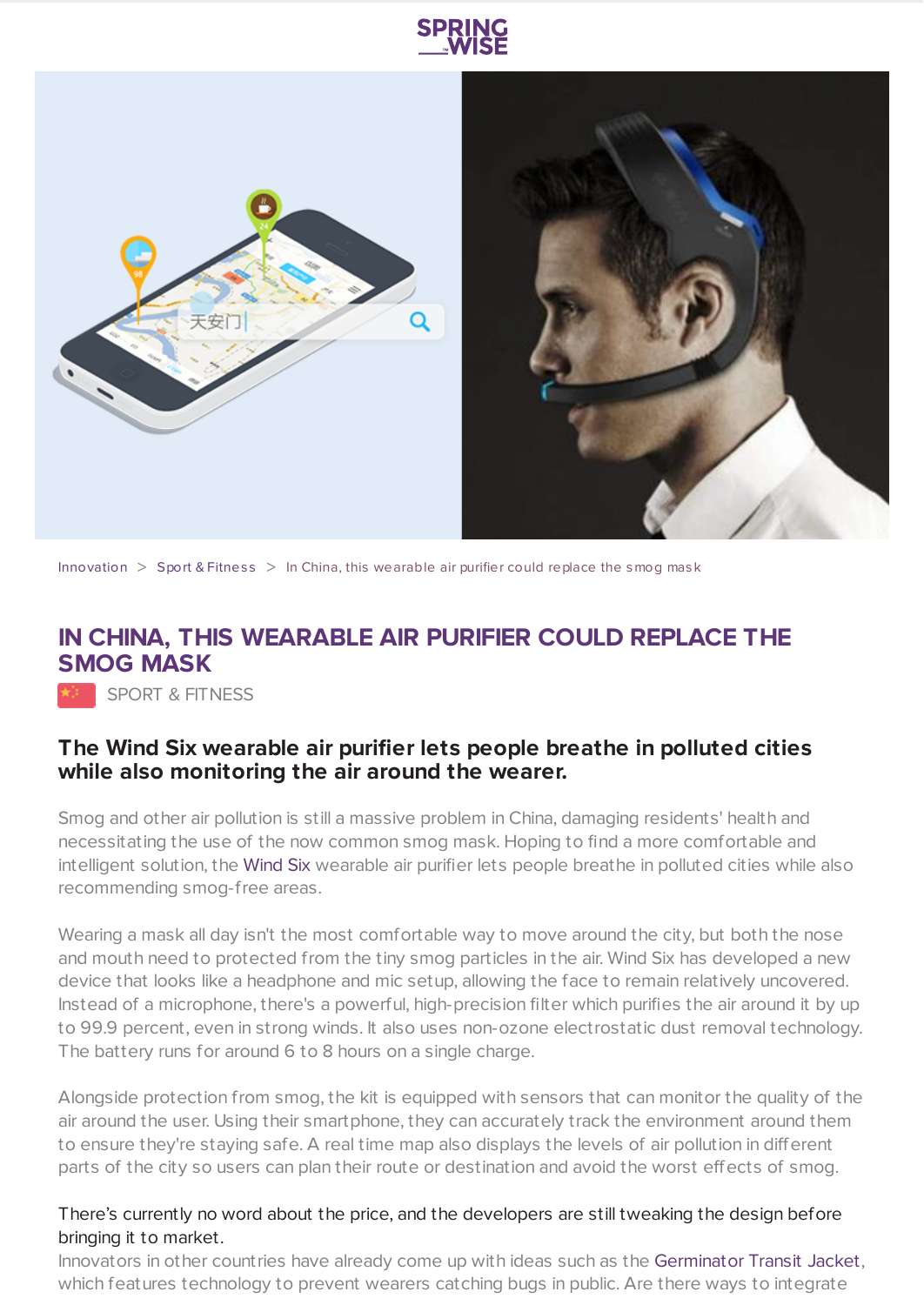Innovation > Sport & Fitness > In China, this wearable air purifier could replace the smog mask

# IN CHINA, THIS WEARABLE AIR PURIFIER COULD REPLACE THE SMOG MASK

SPORT & FITNESS

## The Wind Six wearable air purifier lets people breathe in polluted cities while also monitoring the air around the wearer.

Smog and other air pollution is still a massive problem in China, damaging residents' health and necessitating the use of the now common smog mask. Hoping to find a more comfortable and intelligent solution, the Wind Six wearable air purifier lets people breathe in polluted cities while also recommending smog-free areas.

Wearing a mask all day isn't the most comfortable way to move around the city, but both the nose and mouth need to protected from the tiny smog particles in the air. Wind Six has developed a new device that looks like a headphone and mic setup, allowing the face to remain relatively uncovered. Instead of a microphone, there's a powerful, high-precision filter which purifies the air around it by up to 99.9 percent, even in strong winds. It also uses non-ozone electrostatic dust removal technology. The battery runs for around 6 to 8 hours on a single charge.

Alongside protection from smog, the kit is equipped with sensors that can monitor the quality of the air around the user. Using their smartphone, they can accurately track the environment around them to ensure they're staying safe. A real time map also displays the levels of air pollution in different parts of the city so users can plan their route or destination and avoid the worst effects of smog.

There's currently no word about the price, and the developers are still tweaking the design before bringing it to market.

Innovators in other countries have already come up with ideas such as the Germinator Transit Jacket, which features technology to prevent wearers catching bugs in public. Are there ways to integrate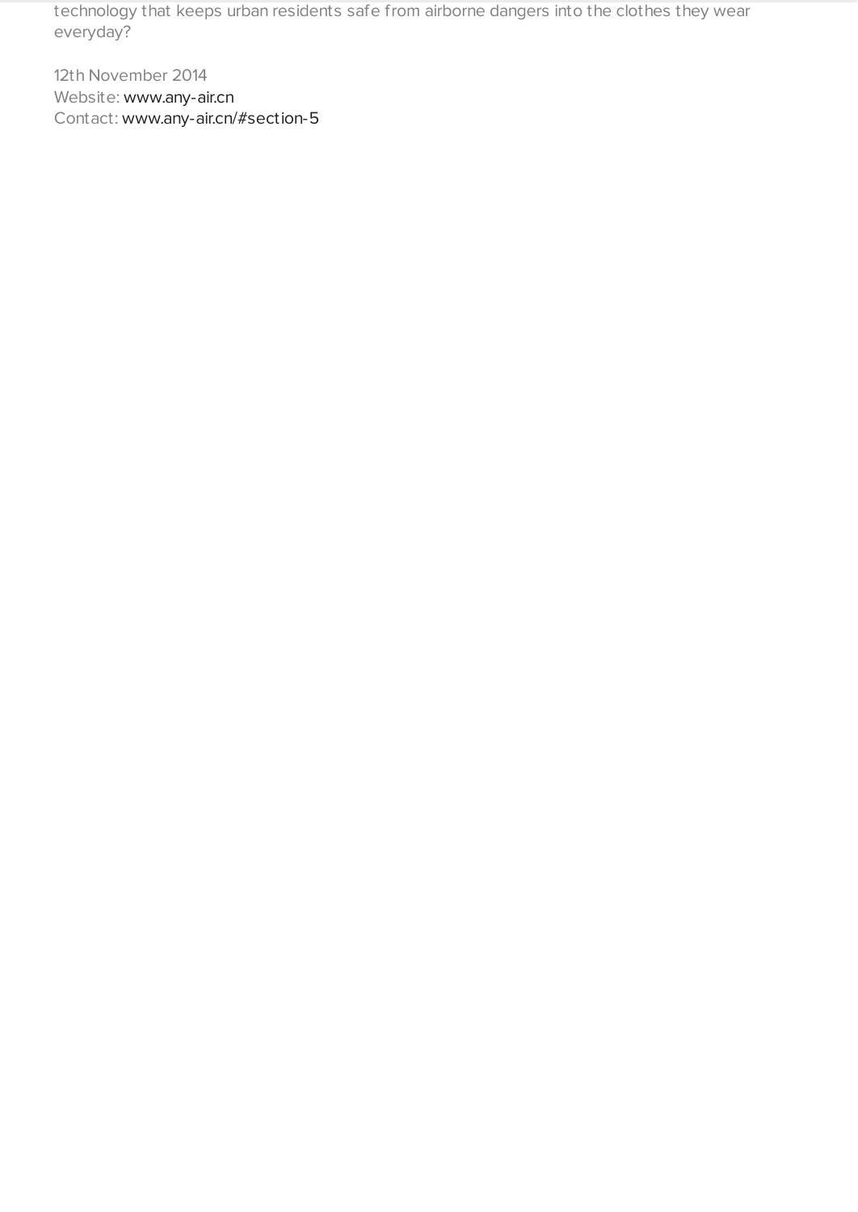technology that keeps urban residents safe from airborne dangers into the clothes they wear everyday?

12th November 2014
Website: www.any-air.cn
Contact: www.any-air.cn/#section-5